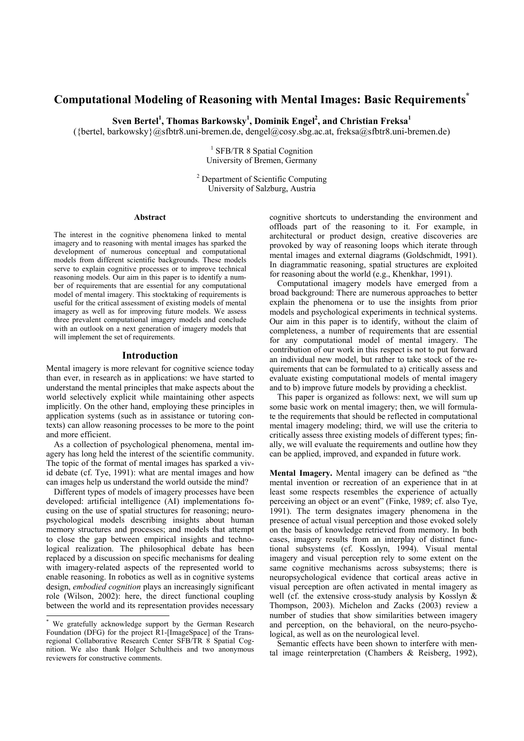# Computational Modeling of Reasoning with Mental Images: Basic Requirements*

**Sven Bertel[1], Thomas Barkowsky[1], Dominik Engel[2], and Christian Freksa[1]**

({bertel, barkowsky}@sfbtr8.uni-bremen.de, dengel@cosy.sbg.ac.at, freksa@sfbtr8.uni-bremen.de)

[1] SFB/TR 8 Spatial Cognition
University of Bremen, Germany

[2] Department of Scientific Computing
University of Salzburg, Austria

### Abstract

The interest in the cognitive phenomena linked to mental imagery and to reasoning with mental images has sparked the development of numerous conceptual and computational models from different scientific backgrounds. These models serve to explain cognitive processes or to improve technical reasoning models. Our aim in this paper is to identify a number of requirements that are essential for any computational model of mental imagery. This stocktaking of requirements is useful for the critical assessment of existing models of mental imagery as well as for improving future models. We assess three prevalent computational imagery models and conclude with an outlook on a next generation of imagery models that will implement the set of requirements.

## Introduction

Mental imagery is more relevant for cognitive science today than ever, in research as in applications: we have started to understand the mental principles that make aspects about the world selectively explicit while maintaining other aspects implicitly. On the other hand, employing these principles in application systems (such as in assistance or tutoring contexts) can allow reasoning processes to be more to the point and more efficient.

As a collection of psychological phenomena, mental imagery has long held the interest of the scientific community. The topic of the format of mental images has sparked a vivid debate (cf. Tye, 1991): what are mental images and how can images help us understand the world outside the mind?

Different types of models of imagery processes have been developed: artificial intelligence (AI) implementations focusing on the use of spatial structures for reasoning; neuropsychological models describing insights about human memory structures and processes; and models that attempt to close the gap between empirical insights and technological realization. The philosophical debate has been replaced by a discussion on specific mechanisms for dealing with imagery-related aspects of the represented world to enable reasoning. In robotics as well as in cognitive systems design, *embodied cognition* plays an increasingly significant role (Wilson, 2002): here, the direct functional coupling between the world and its representation provides necessary cognitive shortcuts to understanding the environment and offloads part of the reasoning to it. For example, in architectural or product design, creative discoveries are provoked by way of reasoning loops which iterate through mental images and external diagrams (Goldschmidt, 1991). In diagrammatic reasoning, spatial structures are exploited for reasoning about the world (e.g., Khenkhar, 1991).

Computational imagery models have emerged from a broad background: There are numerous approaches to better explain the phenomena or to use the insights from prior models and psychological experiments in technical systems. Our aim in this paper is to identify, without the claim of completeness, a number of requirements that are essential for any computational model of mental imagery. The contribution of our work in this respect is not to put forward an individual new model, but rather to take stock of the requirements that can be formulated to a) critically assess and evaluate existing computational models of mental imagery and to b) improve future models by providing a checklist.

This paper is organized as follows: next, we will sum up some basic work on mental imagery; then, we will formulate the requirements that should be reflected in computational mental imagery modeling; third, we will use the criteria to critically assess three existing models of different types; finally, we will evaluate the requirements and outline how they can be applied, improved, and expanded in future work.

**Mental Imagery.** Mental imagery can be defined as "the mental invention or recreation of an experience that in at least some respects resembles the experience of actually perceiving an object or an event" (Finke, 1989; cf. also Tye, 1991). The term designates imagery phenomena in the presence of actual visual perception and those evoked solely on the basis of knowledge retrieved from memory. In both cases, imagery results from an interplay of distinct functional subsystems (cf. Kosslyn, 1994). Visual mental imagery and visual perception rely to some extent on the same cognitive mechanisms across subsystems; there is neuropsychological evidence that cortical areas active in visual perception are often activated in mental imagery as well (cf. the extensive cross-study analysis by Kosslyn & Thompson, 2003). Michelon and Zacks (2003) review a number of studies that show similarities between imagery and perception, on the behavioral, on the neuro-psychological, as well as on the neurological level.

Semantic effects have been shown to interfere with mental image reinterpretation (Chambers & Reisberg, 1992),

---

* We gratefully acknowledge support by the German Research Foundation (DFG) for the project R1-[ImageSpace] of the Transregional Collaborative Research Center SFB/TR 8 Spatial Cognition. We also thank Holger Schultheis and two anonymous reviewers for constructive comments.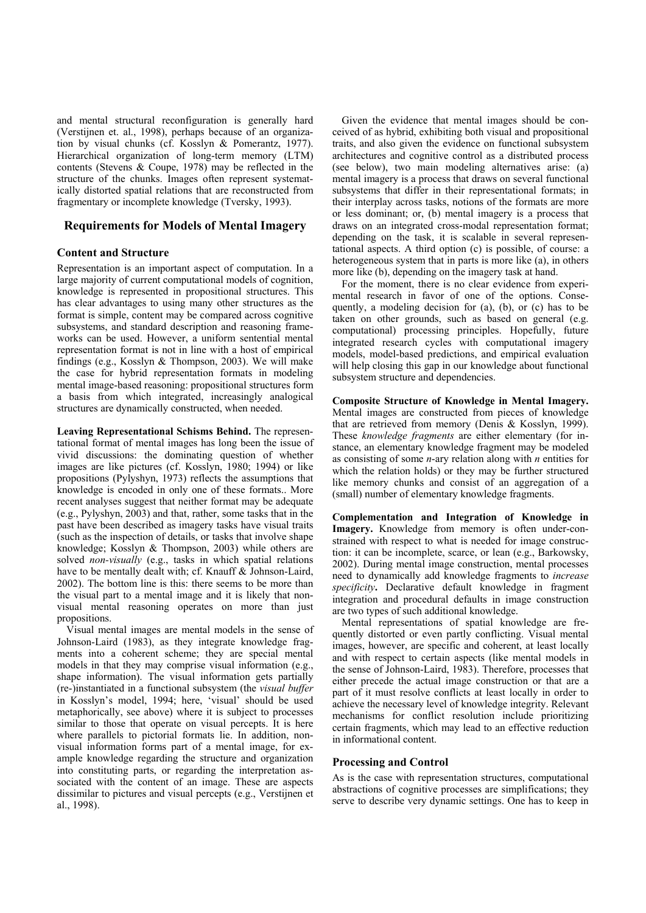and mental structural reconfiguration is generally hard (Verstijnen et. al., 1998), perhaps because of an organization by visual chunks (cf. Kosslyn & Pomerantz, 1977). Hierarchical organization of long-term memory (LTM) contents (Stevens & Coupe, 1978) may be reflected in the structure of the chunks. Images often represent systematically distorted spatial relations that are reconstructed from fragmentary or incomplete knowledge (Tversky, 1993).

## Requirements for Models of Mental Imagery

### Content and Structure

Representation is an important aspect of computation. In a large majority of current computational models of cognition, knowledge is represented in propositional structures. This has clear advantages to using many other structures as the format is simple, content may be compared across cognitive subsystems, and standard description and reasoning frameworks can be used. However, a uniform sentential mental representation format is not in line with a host of empirical findings (e.g., Kosslyn & Thompson, 2003). We will make the case for hybrid representation formats in modeling mental image-based reasoning: propositional structures form a basis from which integrated, increasingly analogical structures are dynamically constructed, when needed.

**Leaving Representational Schisms Behind.** The representational format of mental images has long been the issue of vivid discussions: the dominating question of whether images are like pictures (cf. Kosslyn, 1980; 1994) or like propositions (Pylyshyn, 1973) reflects the assumptions that knowledge is encoded in only one of these formats.. More recent analyses suggest that neither format may be adequate (e.g., Pylyshyn, 2003) and that, rather, some tasks that in the past have been described as imagery tasks have visual traits (such as the inspection of details, or tasks that involve shape knowledge; Kosslyn & Thompson, 2003) while others are solved *non-visually* (e.g., tasks in which spatial relations have to be mentally dealt with; cf. Knauff & Johnson-Laird, 2002). The bottom line is this: there seems to be more than the visual part to a mental image and it is likely that non-visual mental reasoning operates on more than just propositions.

Visual mental images are mental models in the sense of Johnson-Laird (1983), as they integrate knowledge fragments into a coherent scheme; they are special mental models in that they may comprise visual information (e.g., shape information). The visual information gets partially (re-)instantiated in a functional subsystem (the *visual buffer* in Kosslyn's model, 1994; here, 'visual' should be used metaphorically, see above) where it is subject to processes similar to those that operate on visual percepts. It is here where parallels to pictorial formats lie. In addition, non-visual information forms part of a mental image, for example knowledge regarding the structure and organization into constituting parts, or regarding the interpretation associated with the content of an image. These are aspects dissimilar to pictures and visual percepts (e.g., Verstijnen et al., 1998).

Given the evidence that mental images should be conceived of as hybrid, exhibiting both visual and propositional traits, and also given the evidence on functional subsystem architectures and cognitive control as a distributed process (see below), two main modeling alternatives arise: (a) mental imagery is a process that draws on several functional subsystems that differ in their representational formats; in their interplay across tasks, notions of the formats are more or less dominant; or, (b) mental imagery is a process that draws on an integrated cross-modal representation format; depending on the task, it is scalable in several representational aspects. A third option (c) is possible, of course: a heterogeneous system that in parts is more like (a), in others more like (b), depending on the imagery task at hand.

For the moment, there is no clear evidence from experimental research in favor of one of the options. Consequently, a modeling decision for (a), (b), or (c) has to be taken on other grounds, such as based on general (e.g. computational) processing principles. Hopefully, future integrated research cycles with computational imagery models, model-based predictions, and empirical evaluation will help closing this gap in our knowledge about functional subsystem structure and dependencies.

**Composite Structure of Knowledge in Mental Imagery.** Mental images are constructed from pieces of knowledge that are retrieved from memory (Denis & Kosslyn, 1999). These *knowledge fragments* are either elementary (for instance, an elementary knowledge fragment may be modeled as consisting of some *n*-ary relation along with *n* entities for which the relation holds) or they may be further structured like memory chunks and consist of an aggregation of a (small) number of elementary knowledge fragments.

**Complementation and Integration of Knowledge in Imagery.** Knowledge from memory is often under-constrained with respect to what is needed for image construction: it can be incomplete, scarce, or lean (e.g., Barkowsky, 2002). During mental image construction, mental processes need to dynamically add knowledge fragments to *increase specificity*. Declarative default knowledge in fragment integration and procedural defaults in image construction are two types of such additional knowledge.

Mental representations of spatial knowledge are frequently distorted or even partly conflicting. Visual mental images, however, are specific and coherent, at least locally and with respect to certain aspects (like mental models in the sense of Johnson-Laird, 1983). Therefore, processes that either precede the actual image construction or that are a part of it must resolve conflicts at least locally in order to achieve the necessary level of knowledge integrity. Relevant mechanisms for conflict resolution include prioritizing certain fragments, which may lead to an effective reduction in informational content.

### Processing and Control

As is the case with representation structures, computational abstractions of cognitive processes are simplifications; they serve to describe very dynamic settings. One has to keep in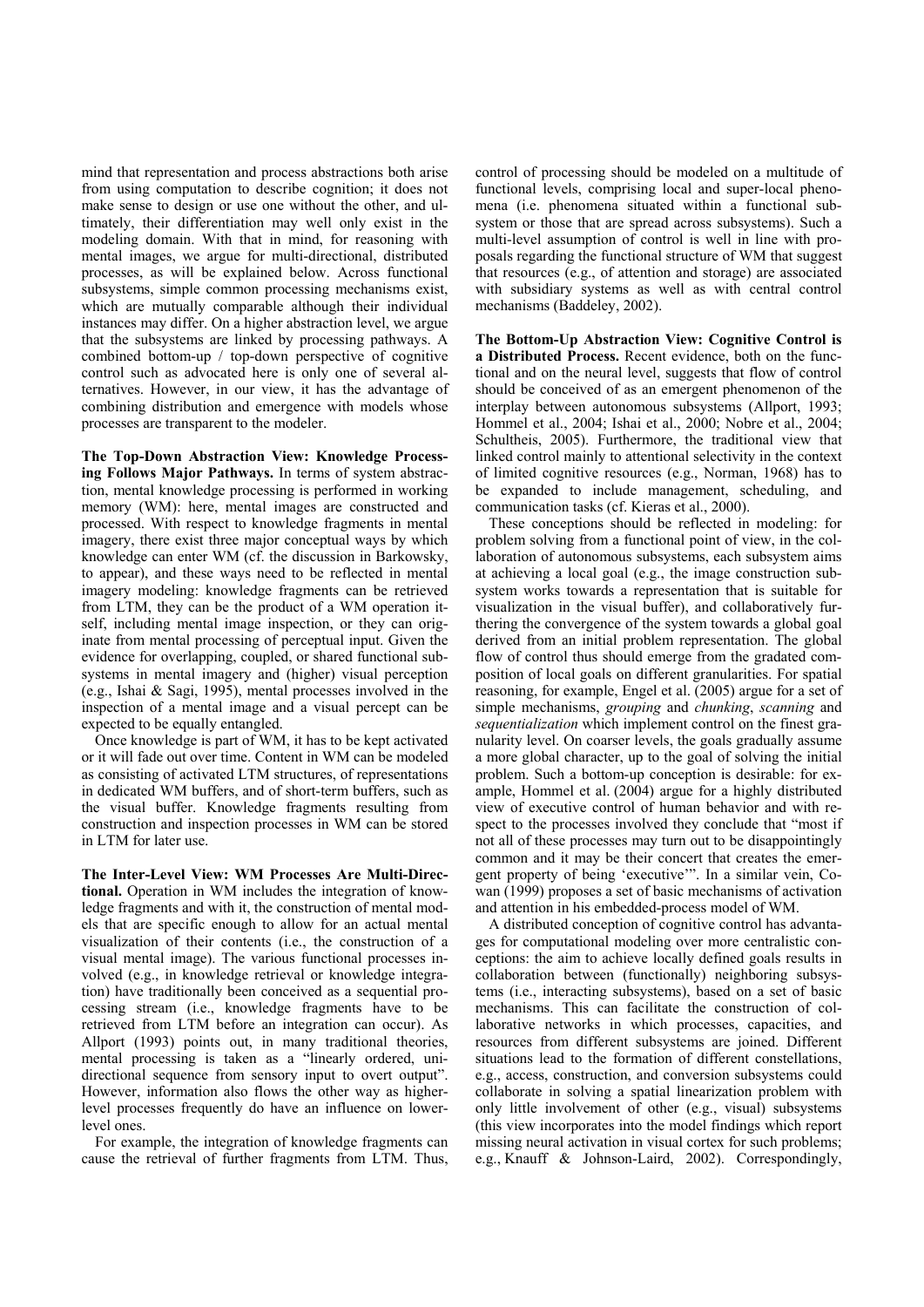mind that representation and process abstractions both arise from using computation to describe cognition; it does not make sense to design or use one without the other, and ultimately, their differentiation may well only exist in the modeling domain. With that in mind, for reasoning with mental images, we argue for multi-directional, distributed processes, as will be explained below. Across functional subsystems, simple common processing mechanisms exist, which are mutually comparable although their individual instances may differ. On a higher abstraction level, we argue that the subsystems are linked by processing pathways. A combined bottom-up / top-down perspective of cognitive control such as advocated here is only one of several alternatives. However, in our view, it has the advantage of combining distribution and emergence with models whose processes are transparent to the modeler.

**The Top-Down Abstraction View: Knowledge Processing Follows Major Pathways.** In terms of system abstraction, mental knowledge processing is performed in working memory (WM): here, mental images are constructed and processed. With respect to knowledge fragments in mental imagery, there exist three major conceptual ways by which knowledge can enter WM (cf. the discussion in Barkowsky, to appear), and these ways need to be reflected in mental imagery modeling: knowledge fragments can be retrieved from LTM, they can be the product of a WM operation itself, including mental image inspection, or they can originate from mental processing of perceptual input. Given the evidence for overlapping, coupled, or shared functional subsystems in mental imagery and (higher) visual perception (e.g., Ishai & Sagi, 1995), mental processes involved in the inspection of a mental image and a visual percept can be expected to be equally entangled.

Once knowledge is part of WM, it has to be kept activated or it will fade out over time. Content in WM can be modeled as consisting of activated LTM structures, of representations in dedicated WM buffers, and of short-term buffers, such as the visual buffer. Knowledge fragments resulting from construction and inspection processes in WM can be stored in LTM for later use.

**The Inter-Level View: WM Processes Are Multi-Directional.** Operation in WM includes the integration of knowledge fragments and with it, the construction of mental models that are specific enough to allow for an actual mental visualization of their contents (i.e., the construction of a visual mental image). The various functional processes involved (e.g., in knowledge retrieval or knowledge integration) have traditionally been conceived as a sequential processing stream (i.e., knowledge fragments have to be retrieved from LTM before an integration can occur). As Allport (1993) points out, in many traditional theories, mental processing is taken as a "linearly ordered, unidirectional sequence from sensory input to overt output". However, information also flows the other way as higher-level processes frequently do have an influence on lower-level ones.

For example, the integration of knowledge fragments can cause the retrieval of further fragments from LTM. Thus, control of processing should be modeled on a multitude of functional levels, comprising local and super-local phenomena (i.e. phenomena situated within a functional subsystem or those that are spread across subsystems). Such a multi-level assumption of control is well in line with proposals regarding the functional structure of WM that suggest that resources (e.g., of attention and storage) are associated with subsidiary systems as well as with central control mechanisms (Baddeley, 2002).

**The Bottom-Up Abstraction View: Cognitive Control is a Distributed Process.** Recent evidence, both on the functional and on the neural level, suggests that flow of control should be conceived of as an emergent phenomenon of the interplay between autonomous subsystems (Allport, 1993; Hommel et al., 2004; Ishai et al., 2000; Nobre et al., 2004; Schultheis, 2005). Furthermore, the traditional view that linked control mainly to attentional selectivity in the context of limited cognitive resources (e.g., Norman, 1968) has to be expanded to include management, scheduling, and communication tasks (cf. Kieras et al., 2000).

These conceptions should be reflected in modeling: for problem solving from a functional point of view, in the collaboration of autonomous subsystems, each subsystem aims at achieving a local goal (e.g., the image construction subsystem works towards a representation that is suitable for visualization in the visual buffer), and collaboratively furthering the convergence of the system towards a global goal derived from an initial problem representation. The global flow of control thus should emerge from the gradated composition of local goals on different granularities. For spatial reasoning, for example, Engel et al. (2005) argue for a set of simple mechanisms, *grouping* and *chunking*, *scanning* and *sequentialization* which implement control on the finest granularity level. On coarser levels, the goals gradually assume a more global character, up to the goal of solving the initial problem. Such a bottom-up conception is desirable: for example, Hommel et al. (2004) argue for a highly distributed view of executive control of human behavior and with respect to the processes involved they conclude that "most if not all of these processes may turn out to be disappointingly common and it may be their concert that creates the emergent property of being 'executive'". In a similar vein, Cowan (1999) proposes a set of basic mechanisms of activation and attention in his embedded-process model of WM.

A distributed conception of cognitive control has advantages for computational modeling over more centralistic conceptions: the aim to achieve locally defined goals results in collaboration between (functionally) neighboring subsystems (i.e., interacting subsystems), based on a set of basic mechanisms. This can facilitate the construction of collaborative networks in which processes, capacities, and resources from different subsystems are joined. Different situations lead to the formation of different constellations, e.g., access, construction, and conversion subsystems could collaborate in solving a spatial linearization problem with only little involvement of other (e.g., visual) subsystems (this view incorporates into the model findings which report missing neural activation in visual cortex for such problems; e.g., Knauff & Johnson-Laird, 2002). Correspondingly,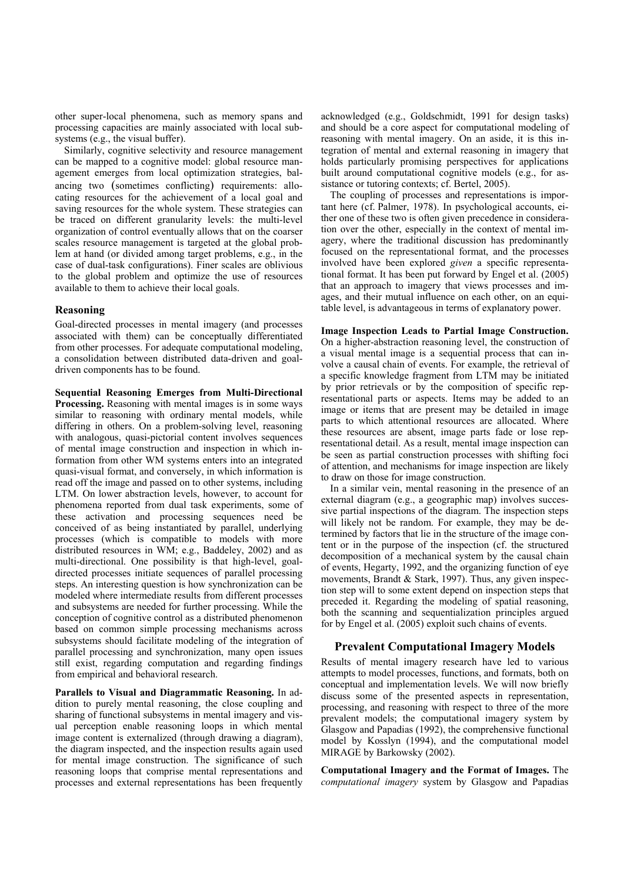other super-local phenomena, such as memory spans and processing capacities are mainly associated with local subsystems (e.g., the visual buffer).

Similarly, cognitive selectivity and resource management can be mapped to a cognitive model: global resource management emerges from local optimization strategies, balancing two (sometimes conflicting) requirements: allocating resources for the achievement of a local goal and saving resources for the whole system. These strategies can be traced on different granularity levels: the multi-level organization of control eventually allows that on the coarser scales resource management is targeted at the global problem at hand (or divided among target problems, e.g., in the case of dual-task configurations). Finer scales are oblivious to the global problem and optimize the use of resources available to them to achieve their local goals.

## Reasoning

Goal-directed processes in mental imagery (and processes associated with them) can be conceptually differentiated from other processes. For adequate computational modeling, a consolidation between distributed data-driven and goal-driven components has to be found.

**Sequential Reasoning Emerges from Multi-Directional Processing.** Reasoning with mental images is in some ways similar to reasoning with ordinary mental models, while differing in others. On a problem-solving level, reasoning with analogous, quasi-pictorial content involves sequences of mental image construction and inspection in which information from other WM systems enters into an integrated quasi-visual format, and conversely, in which information is read off the image and passed on to other systems, including LTM. On lower abstraction levels, however, to account for phenomena reported from dual task experiments, some of these activation and processing sequences need be conceived of as being instantiated by parallel, underlying processes (which is compatible to models with more distributed resources in WM; e.g., Baddeley, 2002) and as multi-directional. One possibility is that high-level, goal-directed processes initiate sequences of parallel processing steps. An interesting question is how synchronization can be modeled where intermediate results from different processes and subsystems are needed for further processing. While the conception of cognitive control as a distributed phenomenon based on common simple processing mechanisms across subsystems should facilitate modeling of the integration of parallel processing and synchronization, many open issues still exist, regarding computation and regarding findings from empirical and behavioral research.

**Parallels to Visual and Diagrammatic Reasoning.** In addition to purely mental reasoning, the close coupling and sharing of functional subsystems in mental imagery and visual perception enable reasoning loops in which mental image content is externalized (through drawing a diagram), the diagram inspected, and the inspection results again used for mental image construction. The significance of such reasoning loops that comprise mental representations and processes and external representations has been frequently acknowledged (e.g., Goldschmidt, 1991 for design tasks) and should be a core aspect for computational modeling of reasoning with mental imagery. On an aside, it is this integration of mental and external reasoning in imagery that holds particularly promising perspectives for applications built around computational cognitive models (e.g., for assistance or tutoring contexts; cf. Bertel, 2005).

The coupling of processes and representations is important here (cf. Palmer, 1978). In psychological accounts, either one of these two is often given precedence in consideration over the other, especially in the context of mental imagery, where the traditional discussion has predominantly focused on the representational format, and the processes involved have been explored *given* a specific representational format. It has been put forward by Engel et al. (2005) that an approach to imagery that views processes and images, and their mutual influence on each other, on an equitable level, is advantageous in terms of explanatory power.

**Image Inspection Leads to Partial Image Construction.** On a higher-abstraction reasoning level, the construction of a visual mental image is a sequential process that can involve a causal chain of events. For example, the retrieval of a specific knowledge fragment from LTM may be initiated by prior retrievals or by the composition of specific representational parts or aspects. Items may be added to an image or items that are present may be detailed in image parts to which attentional resources are allocated. Where these resources are absent, image parts fade or lose representational detail. As a result, mental image inspection can be seen as partial construction processes with shifting foci of attention, and mechanisms for image inspection are likely to draw on those for image construction.

In a similar vein, mental reasoning in the presence of an external diagram (e.g., a geographic map) involves successive partial inspections of the diagram. The inspection steps will likely not be random. For example, they may be determined by factors that lie in the structure of the image content or in the purpose of the inspection (cf. the structured decomposition of a mechanical system by the causal chain of events, Hegarty, 1992, and the organizing function of eye movements, Brandt & Stark, 1997). Thus, any given inspection step will to some extent depend on inspection steps that preceded it. Regarding the modeling of spatial reasoning, both the scanning and sequentialization principles argued for by Engel et al. (2005) exploit such chains of events.

## Prevalent Computational Imagery Models

Results of mental imagery research have led to various attempts to model processes, functions, and formats, both on conceptual and implementation levels. We will now briefly discuss some of the presented aspects in representation, processing, and reasoning with respect to three of the more prevalent models; the computational imagery system by Glasgow and Papadias (1992), the comprehensive functional model by Kosslyn (1994), and the computational model MIRAGE by Barkowsky (2002).

**Computational Imagery and the Format of Images.** The *computational imagery* system by Glasgow and Papadias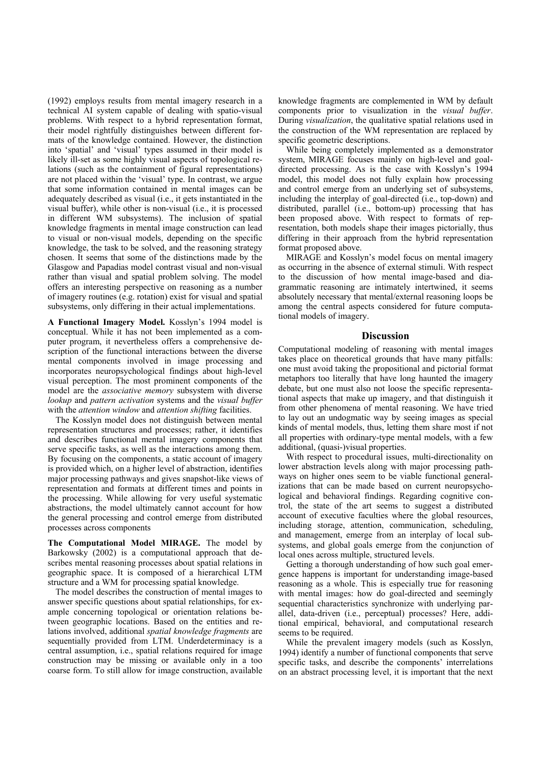(1992) employs results from mental imagery research in a technical AI system capable of dealing with spatio-visual problems. With respect to a hybrid representation format, their model rightfully distinguishes between different formats of the knowledge contained. However, the distinction into 'spatial' and 'visual' types assumed in their model is likely ill-set as some highly visual aspects of topological relations (such as the containment of figural representations) are not placed within the 'visual' type. In contrast, we argue that some information contained in mental images can be adequately described as visual (i.e., it gets instantiated in the visual buffer), while other is non-visual (i.e., it is processed in different WM subsystems). The inclusion of spatial knowledge fragments in mental image construction can lead to visual or non-visual models, depending on the specific knowledge, the task to be solved, and the reasoning strategy chosen. It seems that some of the distinctions made by the Glasgow and Papadias model contrast visual and non-visual rather than visual and spatial problem solving. The model offers an interesting perspective on reasoning as a number of imagery routines (e.g. rotation) exist for visual and spatial subsystems, only differing in their actual implementations.

**A Functional Imagery Model.** Kosslyn's 1994 model is conceptual. While it has not been implemented as a computer program, it nevertheless offers a comprehensive description of the functional interactions between the diverse mental components involved in image processing and incorporates neuropsychological findings about high-level visual perception. The most prominent components of the model are the *associative memory* subsystem with diverse *lookup* and *pattern activation* systems and the *visual buffer* with the *attention window* and *attention shifting* facilities.

The Kosslyn model does not distinguish between mental representation structures and processes; rather, it identifies and describes functional mental imagery components that serve specific tasks, as well as the interactions among them. By focusing on the components, a static account of imagery is provided which, on a higher level of abstraction, identifies major processing pathways and gives snapshot-like views of representation and formats at different times and points in the processing. While allowing for very useful systematic abstractions, the model ultimately cannot account for how the general processing and control emerge from distributed processes across components

**The Computational Model MIRAGE.** The model by Barkowsky (2002) is a computational approach that describes mental reasoning processes about spatial relations in geographic space. It is composed of a hierarchical LTM structure and a WM for processing spatial knowledge.

The model describes the construction of mental images to answer specific questions about spatial relationships, for example concerning topological or orientation relations between geographic locations. Based on the entities and relations involved, additional *spatial knowledge fragments* are sequentially provided from LTM. Underdeterminacy is a central assumption, i.e., spatial relations required for image construction may be missing or available only in a too coarse form. To still allow for image construction, available knowledge fragments are complemented in WM by default components prior to visualization in the *visual buffer*. During *visualization*, the qualitative spatial relations used in the construction of the WM representation are replaced by specific geometric descriptions.

While being completely implemented as a demonstrator system, MIRAGE focuses mainly on high-level and goal-directed processing. As is the case with Kosslyn's 1994 model, this model does not fully explain how processing and control emerge from an underlying set of subsystems, including the interplay of goal-directed (i.e., top-down) and distributed, parallel (i.e., bottom-up) processing that has been proposed above. With respect to formats of representation, both models shape their images pictorially, thus differing in their approach from the hybrid representation format proposed above.

MIRAGE and Kosslyn's model focus on mental imagery as occurring in the absence of external stimuli. With respect to the discussion of how mental image-based and diagrammatic reasoning are intimately intertwined, it seems absolutely necessary that mental/external reasoning loops be among the central aspects considered for future computational models of imagery.

## Discussion

Computational modeling of reasoning with mental images takes place on theoretical grounds that have many pitfalls: one must avoid taking the propositional and pictorial format metaphors too literally that have long haunted the imagery debate, but one must also not loose the specific representational aspects that make up imagery, and that distinguish it from other phenomena of mental reasoning. We have tried to lay out an undogmatic way by seeing images as special kinds of mental models, thus, letting them share most if not all properties with ordinary-type mental models, with a few additional, (quasi-)visual properties.

With respect to procedural issues, multi-directionality on lower abstraction levels along with major processing pathways on higher ones seem to be viable functional generalizations that can be made based on current neuropsychological and behavioral findings. Regarding cognitive control, the state of the art seems to suggest a distributed account of executive faculties where the global resources, including storage, attention, communication, scheduling, and management, emerge from an interplay of local subsystems, and global goals emerge from the conjunction of local ones across multiple, structured levels.

Getting a thorough understanding of how such goal emergence happens is important for understanding image-based reasoning as a whole. This is especially true for reasoning with mental images: how do goal-directed and seemingly sequential characteristics synchronize with underlying parallel, data-driven (i.e., perceptual) processes? Here, additional empirical, behavioral, and computational research seems to be required.

While the prevalent imagery models (such as Kosslyn, 1994) identify a number of functional components that serve specific tasks, and describe the components' interrelations on an abstract processing level, it is important that the next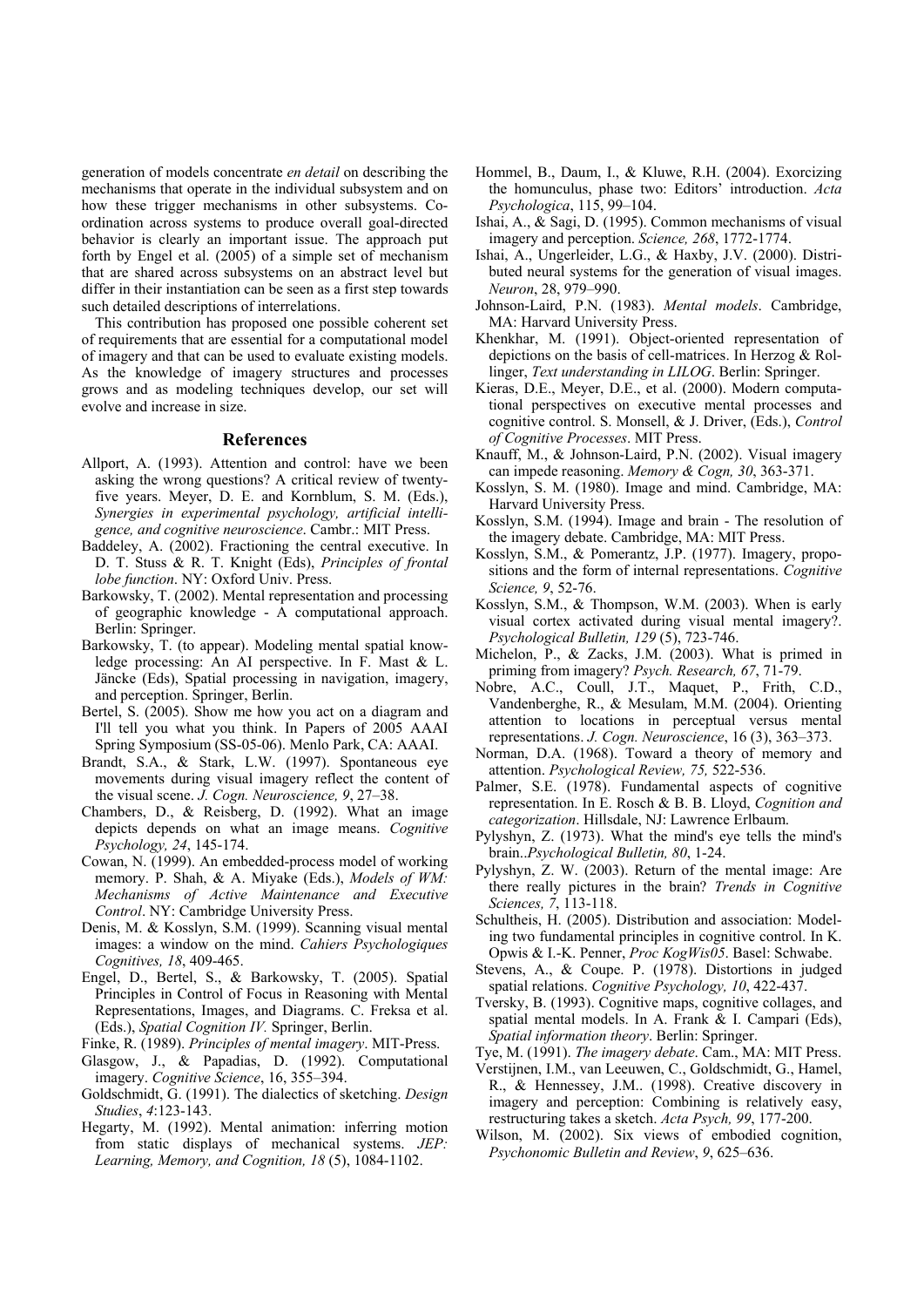generation of models concentrate *en detail* on describing the mechanisms that operate in the individual subsystem and on how these trigger mechanisms in other subsystems. Coordination across systems to produce overall goal-directed behavior is clearly an important issue. The approach put forth by Engel et al. (2005) of a simple set of mechanism that are shared across subsystems on an abstract level but differ in their instantiation can be seen as a first step towards such detailed descriptions of interrelations.

This contribution has proposed one possible coherent set of requirements that are essential for a computational model of imagery and that can be used to evaluate existing models. As the knowledge of imagery structures and processes grows and as modeling techniques develop, our set will evolve and increase in size.

## References

Allport, A. (1993). Attention and control: have we been asking the wrong questions? A critical review of twenty-five years. Meyer, D. E. and Kornblum, S. M. (Eds.), *Synergies in experimental psychology, artificial intelligence, and cognitive neuroscience*. Cambr.: MIT Press.

Baddeley, A. (2002). Fractioning the central executive. In D. T. Stuss & R. T. Knight (Eds), *Principles of frontal lobe function*. NY: Oxford Univ. Press.

Barkowsky, T. (2002). Mental representation and processing of geographic knowledge - A computational approach. Berlin: Springer.

Barkowsky, T. (to appear). Modeling mental spatial knowledge processing: An AI perspective. In F. Mast & L. Jäncke (Eds), Spatial processing in navigation, imagery, and perception. Springer, Berlin.

Bertel, S. (2005). Show me how you act on a diagram and I'll tell you what you think. In Papers of 2005 AAAI Spring Symposium (SS-05-06). Menlo Park, CA: AAAI.

Brandt, S.A., & Stark, L.W. (1997). Spontaneous eye movements during visual imagery reflect the content of the visual scene. *J. Cogn. Neuroscience, 9*, 27–38.

Chambers, D., & Reisberg, D. (1992). What an image depicts depends on what an image means. *Cognitive Psychology, 24*, 145-174.

Cowan, N. (1999). An embedded-process model of working memory. P. Shah, & A. Miyake (Eds.), *Models of WM: Mechanisms of Active Maintenance and Executive Control*. NY: Cambridge University Press.

Denis, M. & Kosslyn, S.M. (1999). Scanning visual mental images: a window on the mind. *Cahiers Psychologiques Cognitives, 18*, 409-465.

Engel, D., Bertel, S., & Barkowsky, T. (2005). Spatial Principles in Control of Focus in Reasoning with Mental Representations, Images, and Diagrams. C. Freksa et al. (Eds.), *Spatial Cognition IV.* Springer, Berlin.

Finke, R. (1989). *Principles of mental imagery*. MIT-Press.

Glasgow, J., & Papadias, D. (1992). Computational imagery. *Cognitive Science*, 16, 355–394.

Goldschmidt, G. (1991). The dialectics of sketching. *Design Studies*, *4*:123-143.

Hegarty, M. (1992). Mental animation: inferring motion from static displays of mechanical systems. *JEP: Learning, Memory, and Cognition, 18* (5), 1084-1102.

Hommel, B., Daum, I., & Kluwe, R.H. (2004). Exorcizing the homunculus, phase two: Editors' introduction. *Acta Psychologica*, 115, 99–104.

Ishai, A., & Sagi, D. (1995). Common mechanisms of visual imagery and perception. *Science, 268*, 1772-1774.

Ishai, A., Ungerleider, L.G., & Haxby, J.V. (2000). Distributed neural systems for the generation of visual images. *Neuron*, 28, 979–990.

Johnson-Laird, P.N. (1983). *Mental models*. Cambridge, MA: Harvard University Press.

Khenkhar, M. (1991). Object-oriented representation of depictions on the basis of cell-matrices. In Herzog & Rollinger, *Text understanding in LILOG*. Berlin: Springer.

Kieras, D.E., Meyer, D.E., et al. (2000). Modern computational perspectives on executive mental processes and cognitive control. S. Monsell, & J. Driver, (Eds.), *Control of Cognitive Processes*. MIT Press.

Knauff, M., & Johnson-Laird, P.N. (2002). Visual imagery can impede reasoning. *Memory & Cogn, 30*, 363-371.

Kosslyn, S. M. (1980). Image and mind. Cambridge, MA: Harvard University Press.

Kosslyn, S.M. (1994). Image and brain - The resolution of the imagery debate. Cambridge, MA: MIT Press.

Kosslyn, S.M., & Pomerantz, J.P. (1977). Imagery, propositions and the form of internal representations. *Cognitive Science, 9*, 52-76.

Kosslyn, S.M., & Thompson, W.M. (2003). When is early visual cortex activated during visual mental imagery?. *Psychological Bulletin, 129* (5), 723-746.

Michelon, P., & Zacks, J.M. (2003). What is primed in priming from imagery? *Psych. Research, 67*, 71-79.

Nobre, A.C., Coull, J.T., Maquet, P., Frith, C.D., Vandenberghe, R., & Mesulam, M.M. (2004). Orienting attention to locations in perceptual versus mental representations. *J. Cogn. Neuroscience*, 16 (3), 363–373.

Norman, D.A. (1968). Toward a theory of memory and attention. *Psychological Review, 75,* 522-536.

Palmer, S.E. (1978). Fundamental aspects of cognitive representation. In E. Rosch & B. B. Lloyd, *Cognition and categorization*. Hillsdale, NJ: Lawrence Erlbaum.

Pylyshyn, Z. (1973). What the mind's eye tells the mind's brain..*Psychological Bulletin, 80*, 1-24.

Pylyshyn, Z. W. (2003). Return of the mental image: Are there really pictures in the brain? *Trends in Cognitive Sciences, 7*, 113-118.

Schultheis, H. (2005). Distribution and association: Modeling two fundamental principles in cognitive control. In K. Opwis & I.-K. Penner, *Proc KogWis05*. Basel: Schwabe.

Stevens, A., & Coupe. P. (1978). Distortions in judged spatial relations. *Cognitive Psychology, 10*, 422-437.

Tversky, B. (1993). Cognitive maps, cognitive collages, and spatial mental models. In A. Frank & I. Campari (Eds), *Spatial information theory*. Berlin: Springer.

Tye, M. (1991). *The imagery debate*. Cam., MA: MIT Press.

Verstijnen, I.M., van Leeuwen, C., Goldschmidt, G., Hamel, R., & Hennessey, J.M.. (1998). Creative discovery in imagery and perception: Combining is relatively easy, restructuring takes a sketch. *Acta Psych, 99*, 177-200.

Wilson, M. (2002). Six views of embodied cognition, *Psychonomic Bulletin and Review*, *9*, 625–636.